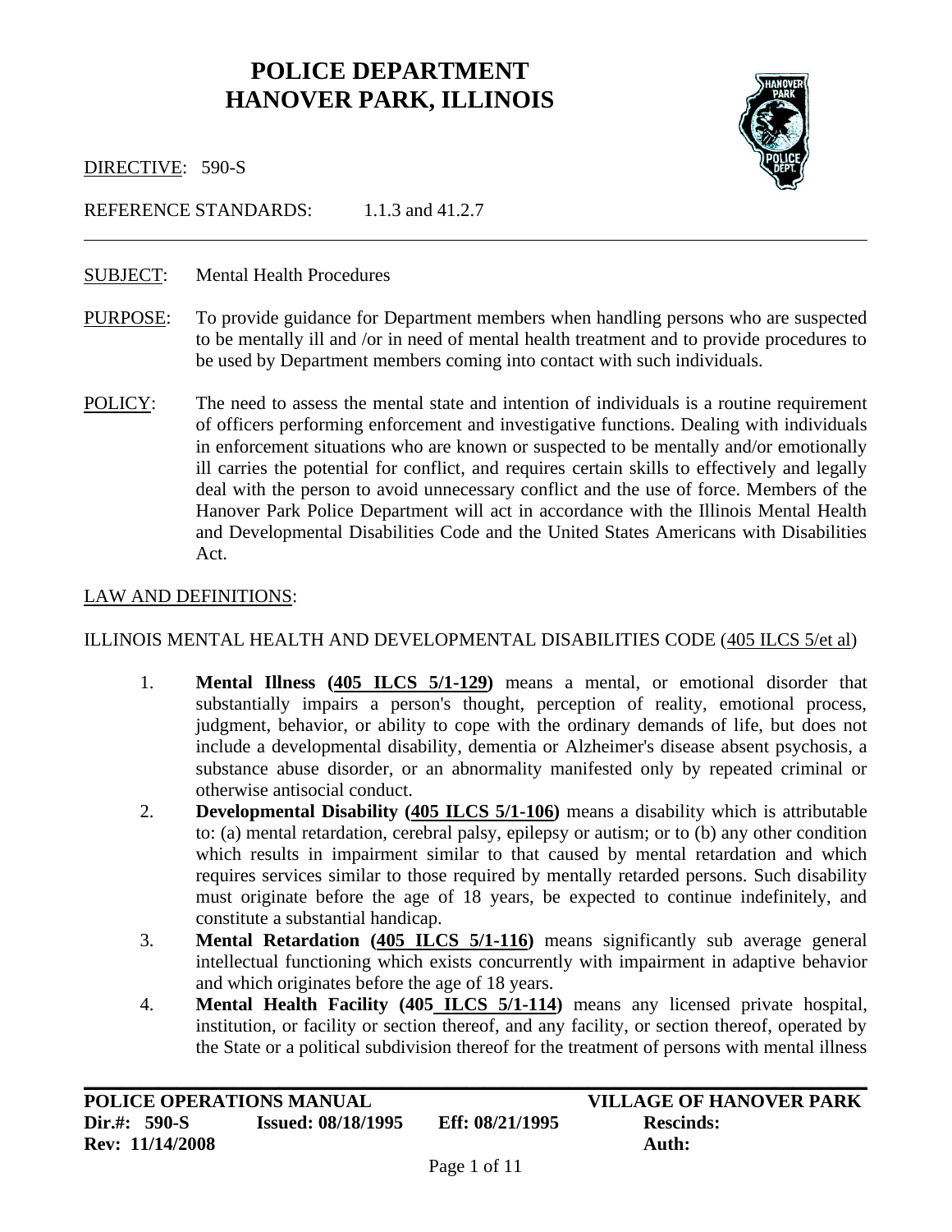# POLICE DEPARTMENT
# HANOVER PARK, ILLINOIS

DIRECTIVE: 590-S

REFERENCE STANDARDS: 1.1.3 and 41.2.7

---

SUBJECT: Mental Health Procedures

PURPOSE: To provide guidance for Department members when handling persons who are suspected to be mentally ill and /or in need of mental health treatment and to provide procedures to be used by Department members coming into contact with such individuals.

POLICY: The need to assess the mental state and intention of individuals is a routine requirement of officers performing enforcement and investigative functions. Dealing with individuals in enforcement situations who are known or suspected to be mentally and/or emotionally ill carries the potential for conflict, and requires certain skills to effectively and legally deal with the person to avoid unnecessary conflict and the use of force. Members of the Hanover Park Police Department will act in accordance with the Illinois Mental Health and Developmental Disabilities Code and the United States Americans with Disabilities Act.

LAW AND DEFINITIONS:

ILLINOIS MENTAL HEALTH AND DEVELOPMENTAL DISABILITIES CODE (405 ILCS 5/et al)

1. **Mental Illness (405 ILCS 5/1-129)** means a mental, or emotional disorder that substantially impairs a person's thought, perception of reality, emotional process, judgment, behavior, or ability to cope with the ordinary demands of life, but does not include a developmental disability, dementia or Alzheimer's disease absent psychosis, a substance abuse disorder, or an abnormality manifested only by repeated criminal or otherwise antisocial conduct.
2. **Developmental Disability (405 ILCS 5/1-106)** means a disability which is attributable to: (a) mental retardation, cerebral palsy, epilepsy or autism; or to (b) any other condition which results in impairment similar to that caused by mental retardation and which requires services similar to those required by mentally retarded persons. Such disability must originate before the age of 18 years, be expected to continue indefinitely, and constitute a substantial handicap.
3. **Mental Retardation (405 ILCS 5/1-116)** means significantly sub average general intellectual functioning which exists concurrently with impairment in adaptive behavior and which originates before the age of 18 years.
4. **Mental Health Facility (405 ILCS 5/1-114)** means any licensed private hospital, institution, or facility or section thereof, and any facility, or section thereof, operated by the State or a political subdivision thereof for the treatment of persons with mental illness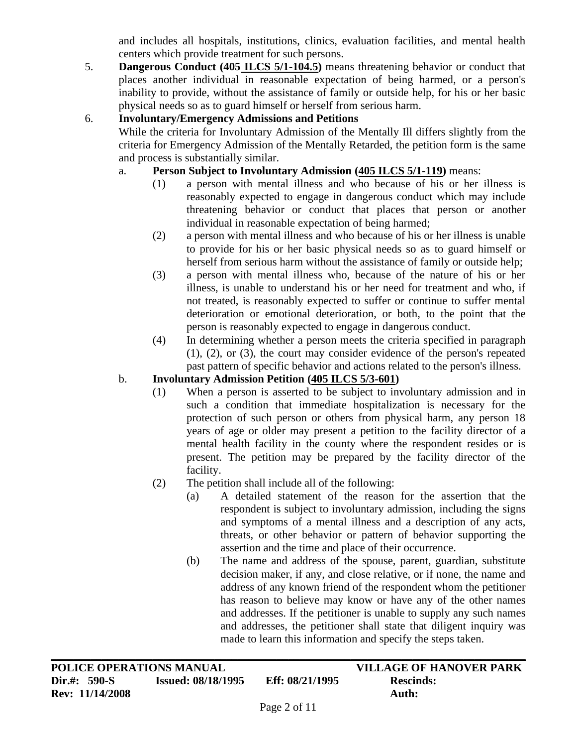and includes all hospitals, institutions, clinics, evaluation facilities, and mental health centers which provide treatment for such persons.

5. **Dangerous Conduct (405 ILCS 5/1-104.5)** means threatening behavior or conduct that places another individual in reasonable expectation of being harmed, or a person's inability to provide, without the assistance of family or outside help, for his or her basic physical needs so as to guard himself or herself from serious harm.

6. **Involuntary/Emergency Admissions and Petitions**

   While the criteria for Involuntary Admission of the Mentally Ill differs slightly from the criteria for Emergency Admission of the Mentally Retarded, the petition form is the same and process is substantially similar.

   a. **Person Subject to Involuntary Admission (405 ILCS 5/1-119)** means:

      (1) a person with mental illness and who because of his or her illness is reasonably expected to engage in dangerous conduct which may include threatening behavior or conduct that places that person or another individual in reasonable expectation of being harmed;

      (2) a person with mental illness and who because of his or her illness is unable to provide for his or her basic physical needs so as to guard himself or herself from serious harm without the assistance of family or outside help;

      (3) a person with mental illness who, because of the nature of his or her illness, is unable to understand his or her need for treatment and who, if not treated, is reasonably expected to suffer or continue to suffer mental deterioration or emotional deterioration, or both, to the point that the person is reasonably expected to engage in dangerous conduct.

      (4) In determining whether a person meets the criteria specified in paragraph (1), (2), or (3), the court may consider evidence of the person's repeated past pattern of specific behavior and actions related to the person's illness.

   b. **Involuntary Admission Petition (405 ILCS 5/3-601)**

      (1) When a person is asserted to be subject to involuntary admission and in such a condition that immediate hospitalization is necessary for the protection of such person or others from physical harm, any person 18 years of age or older may present a petition to the facility director of a mental health facility in the county where the respondent resides or is present. The petition may be prepared by the facility director of the facility.

      (2) The petition shall include all of the following:

         (a) A detailed statement of the reason for the assertion that the respondent is subject to involuntary admission, including the signs and symptoms of a mental illness and a description of any acts, threats, or other behavior or pattern of behavior supporting the assertion and the time and place of their occurrence.

         (b) The name and address of the spouse, parent, guardian, substitute decision maker, if any, and close relative, or if none, the name and address of any known friend of the respondent whom the petitioner has reason to believe may know or have any of the other names and addresses. If the petitioner is unable to supply any such names and addresses, the petitioner shall state that diligent inquiry was made to learn this information and specify the steps taken.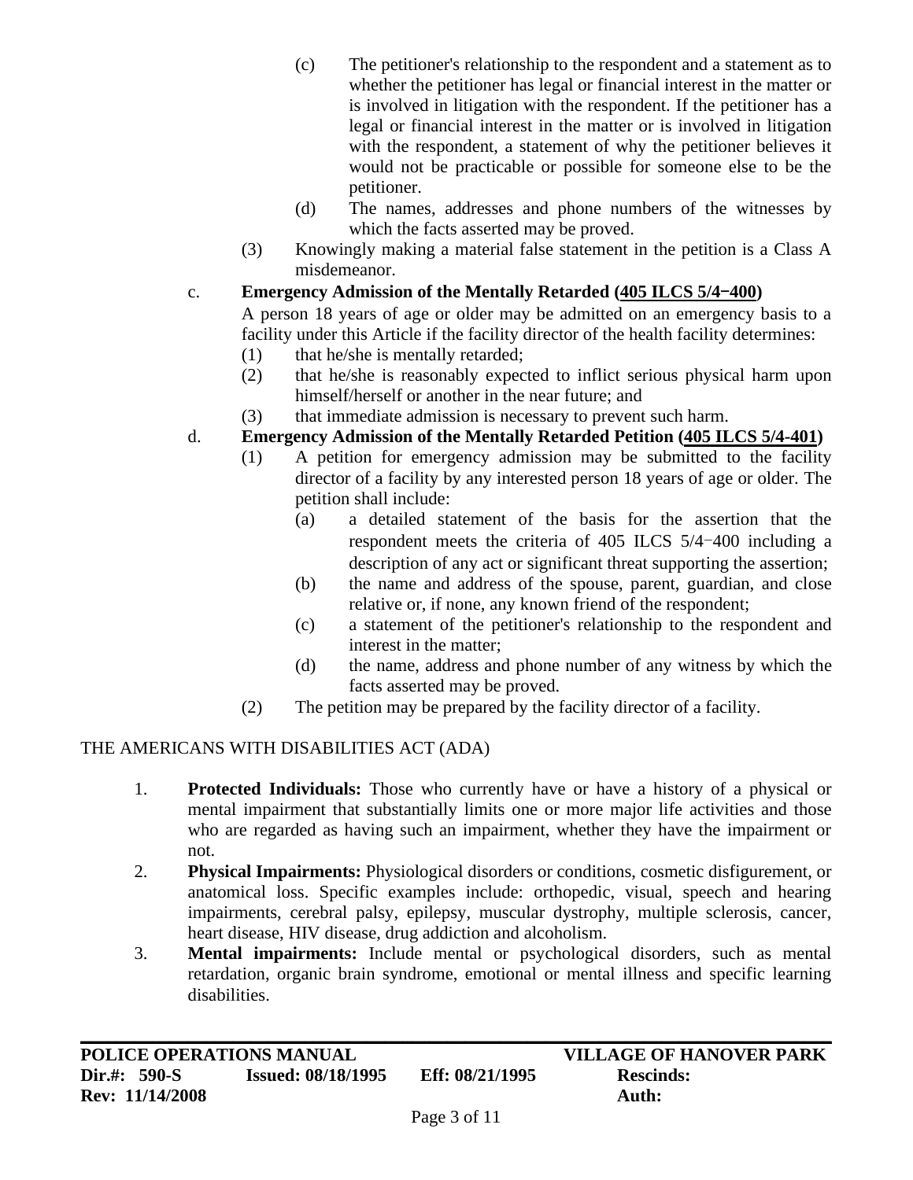(c) The petitioner's relationship to the respondent and a statement as to whether the petitioner has legal or financial interest in the matter or is involved in litigation with the respondent. If the petitioner has a legal or financial interest in the matter or is involved in litigation with the respondent, a statement of why the petitioner believes it would not be practicable or possible for someone else to be the petitioner.

(d) The names, addresses and phone numbers of the witnesses by which the facts asserted may be proved.

(3) Knowingly making a material false statement in the petition is a Class A misdemeanor.

c. **Emergency Admission of the Mentally Retarded (405 ILCS 5/4−400)**

A person 18 years of age or older may be admitted on an emergency basis to a facility under this Article if the facility director of the health facility determines:

(1) that he/she is mentally retarded;

(2) that he/she is reasonably expected to inflict serious physical harm upon himself/herself or another in the near future; and

(3) that immediate admission is necessary to prevent such harm.

d. **Emergency Admission of the Mentally Retarded Petition (405 ILCS 5/4-401)**

(1) A petition for emergency admission may be submitted to the facility director of a facility by any interested person 18 years of age or older. The petition shall include:

(a) a detailed statement of the basis for the assertion that the respondent meets the criteria of 405 ILCS 5/4−400 including a description of any act or significant threat supporting the assertion;

(b) the name and address of the spouse, parent, guardian, and close relative or, if none, any known friend of the respondent;

(c) a statement of the petitioner's relationship to the respondent and interest in the matter;

(d) the name, address and phone number of any witness by which the facts asserted may be proved.

(2) The petition may be prepared by the facility director of a facility.

THE AMERICANS WITH DISABILITIES ACT (ADA)

1. **Protected Individuals:** Those who currently have or have a history of a physical or mental impairment that substantially limits one or more major life activities and those who are regarded as having such an impairment, whether they have the impairment or not.
2. **Physical Impairments:** Physiological disorders or conditions, cosmetic disfigurement, or anatomical loss. Specific examples include: orthopedic, visual, speech and hearing impairments, cerebral palsy, epilepsy, muscular dystrophy, multiple sclerosis, cancer, heart disease, HIV disease, drug addiction and alcoholism.
3. **Mental impairments:** Include mental or psychological disorders, such as mental retardation, organic brain syndrome, emotional or mental illness and specific learning disabilities.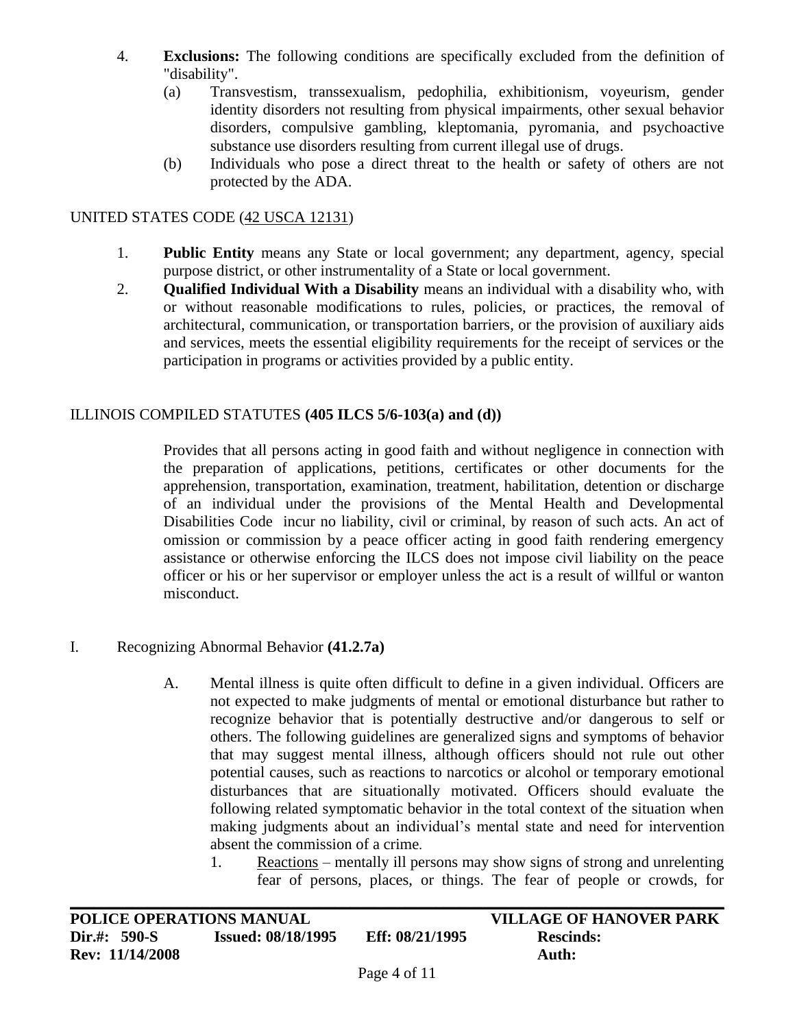4. **Exclusions:** The following conditions are specifically excluded from the definition of "disability".
   (a) Transvestism, transsexualism, pedophilia, exhibitionism, voyeurism, gender identity disorders not resulting from physical impairments, other sexual behavior disorders, compulsive gambling, kleptomania, pyromania, and psychoactive substance use disorders resulting from current illegal use of drugs.
   (b) Individuals who pose a direct threat to the health or safety of others are not protected by the ADA.

UNITED STATES CODE (42 USCA 12131)

1. **Public Entity** means any State or local government; any department, agency, special purpose district, or other instrumentality of a State or local government.
2. **Qualified Individual With a Disability** means an individual with a disability who, with or without reasonable modifications to rules, policies, or practices, the removal of architectural, communication, or transportation barriers, or the provision of auxiliary aids and services, meets the essential eligibility requirements for the receipt of services or the participation in programs or activities provided by a public entity.

ILLINOIS COMPILED STATUTES **(405 ILCS 5/6-103(a) and (d))**

Provides that all persons acting in good faith and without negligence in connection with the preparation of applications, petitions, certificates or other documents for the apprehension, transportation, examination, treatment, habilitation, detention or discharge of an individual under the provisions of the Mental Health and Developmental Disabilities Code incur no liability, civil or criminal, by reason of such acts. An act of omission or commission by a peace officer acting in good faith rendering emergency assistance or otherwise enforcing the ILCS does not impose civil liability on the peace officer or his or her supervisor or employer unless the act is a result of willful or wanton misconduct.

I. Recognizing Abnormal Behavior **(41.2.7a)**

   A. Mental illness is quite often difficult to define in a given individual. Officers are not expected to make judgments of mental or emotional disturbance but rather to recognize behavior that is potentially destructive and/or dangerous to self or others. The following guidelines are generalized signs and symptoms of behavior that may suggest mental illness, although officers should not rule out other potential causes, such as reactions to narcotics or alcohol or temporary emotional disturbances that are situationally motivated. Officers should evaluate the following related symptomatic behavior in the total context of the situation when making judgments about an individual's mental state and need for intervention absent the commission of a crime.
      1. Reactions – mentally ill persons may show signs of strong and unrelenting fear of persons, places, or things. The fear of people or crowds, for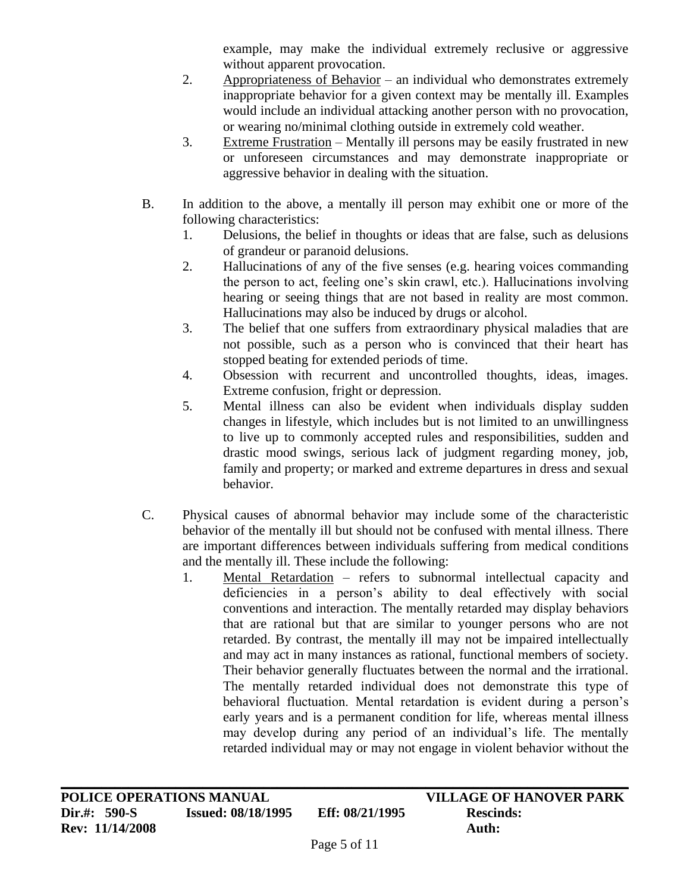example, may make the individual extremely reclusive or aggressive without apparent provocation.

2. Appropriateness of Behavior – an individual who demonstrates extremely inappropriate behavior for a given context may be mentally ill. Examples would include an individual attacking another person with no provocation, or wearing no/minimal clothing outside in extremely cold weather.
3. Extreme Frustration – Mentally ill persons may be easily frustrated in new or unforeseen circumstances and may demonstrate inappropriate or aggressive behavior in dealing with the situation.

B. In addition to the above, a mentally ill person may exhibit one or more of the following characteristics:

1. Delusions, the belief in thoughts or ideas that are false, such as delusions of grandeur or paranoid delusions.
2. Hallucinations of any of the five senses (e.g. hearing voices commanding the person to act, feeling one's skin crawl, etc.). Hallucinations involving hearing or seeing things that are not based in reality are most common. Hallucinations may also be induced by drugs or alcohol.
3. The belief that one suffers from extraordinary physical maladies that are not possible, such as a person who is convinced that their heart has stopped beating for extended periods of time.
4. Obsession with recurrent and uncontrolled thoughts, ideas, images. Extreme confusion, fright or depression.
5. Mental illness can also be evident when individuals display sudden changes in lifestyle, which includes but is not limited to an unwillingness to live up to commonly accepted rules and responsibilities, sudden and drastic mood swings, serious lack of judgment regarding money, job, family and property; or marked and extreme departures in dress and sexual behavior.

C. Physical causes of abnormal behavior may include some of the characteristic behavior of the mentally ill but should not be confused with mental illness. There are important differences between individuals suffering from medical conditions and the mentally ill. These include the following:

1. Mental Retardation – refers to subnormal intellectual capacity and deficiencies in a person's ability to deal effectively with social conventions and interaction. The mentally retarded may display behaviors that are rational but that are similar to younger persons who are not retarded. By contrast, the mentally ill may not be impaired intellectually and may act in many instances as rational, functional members of society. Their behavior generally fluctuates between the normal and the irrational. The mentally retarded individual does not demonstrate this type of behavioral fluctuation. Mental retardation is evident during a person's early years and is a permanent condition for life, whereas mental illness may develop during any period of an individual's life. The mentally retarded individual may or may not engage in violent behavior without the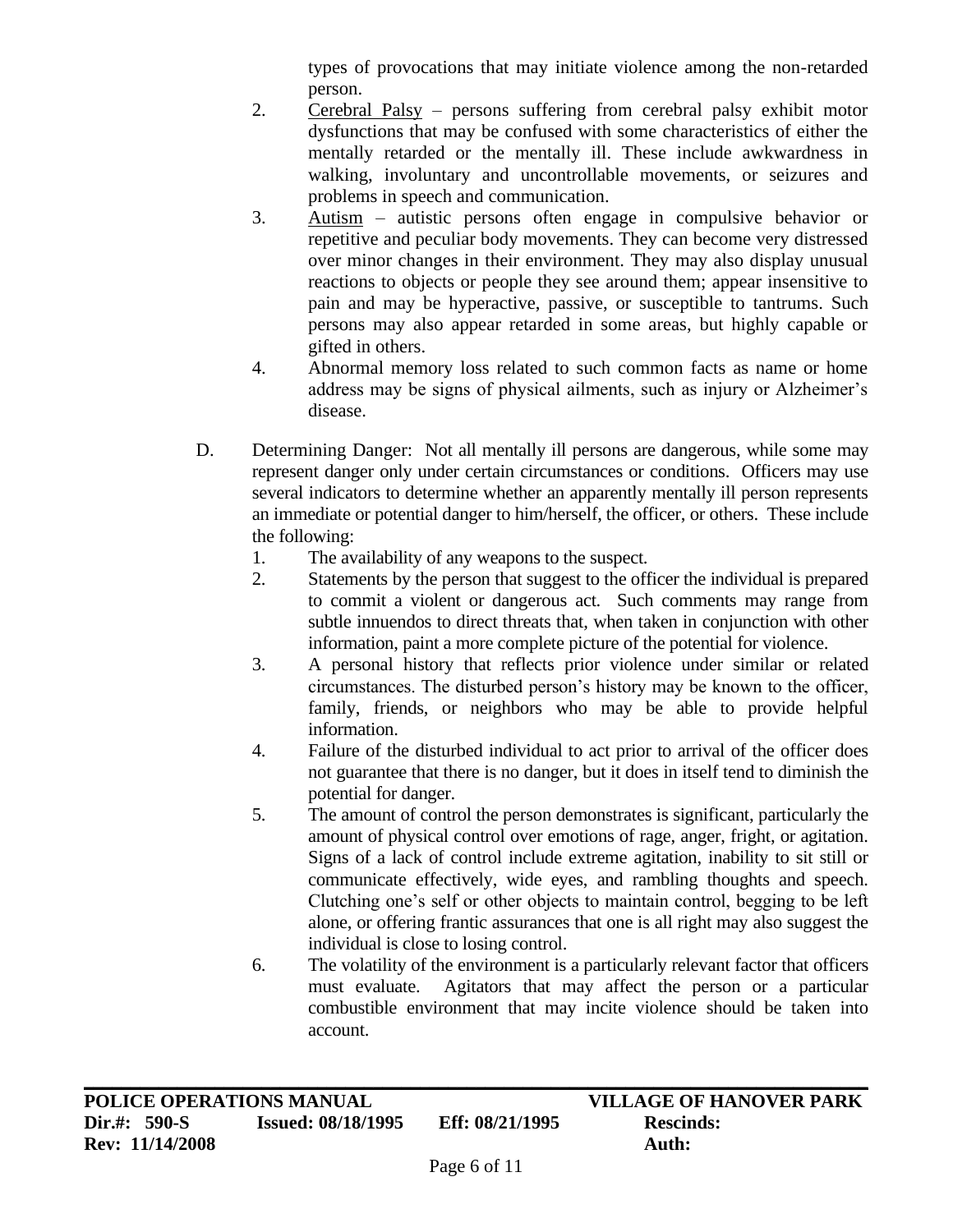types of provocations that may initiate violence among the non-retarded person.

2. Cerebral Palsy – persons suffering from cerebral palsy exhibit motor dysfunctions that may be confused with some characteristics of either the mentally retarded or the mentally ill. These include awkwardness in walking, involuntary and uncontrollable movements, or seizures and problems in speech and communication.
3. Autism – autistic persons often engage in compulsive behavior or repetitive and peculiar body movements. They can become very distressed over minor changes in their environment. They may also display unusual reactions to objects or people they see around them; appear insensitive to pain and may be hyperactive, passive, or susceptible to tantrums. Such persons may also appear retarded in some areas, but highly capable or gifted in others.
4. Abnormal memory loss related to such common facts as name or home address may be signs of physical ailments, such as injury or Alzheimer's disease.

D. Determining Danger: Not all mentally ill persons are dangerous, while some may represent danger only under certain circumstances or conditions. Officers may use several indicators to determine whether an apparently mentally ill person represents an immediate or potential danger to him/herself, the officer, or others. These include the following:

1. The availability of any weapons to the suspect.
2. Statements by the person that suggest to the officer the individual is prepared to commit a violent or dangerous act. Such comments may range from subtle innuendos to direct threats that, when taken in conjunction with other information, paint a more complete picture of the potential for violence.
3. A personal history that reflects prior violence under similar or related circumstances. The disturbed person's history may be known to the officer, family, friends, or neighbors who may be able to provide helpful information.
4. Failure of the disturbed individual to act prior to arrival of the officer does not guarantee that there is no danger, but it does in itself tend to diminish the potential for danger.
5. The amount of control the person demonstrates is significant, particularly the amount of physical control over emotions of rage, anger, fright, or agitation. Signs of a lack of control include extreme agitation, inability to sit still or communicate effectively, wide eyes, and rambling thoughts and speech. Clutching one's self or other objects to maintain control, begging to be left alone, or offering frantic assurances that one is all right may also suggest the individual is close to losing control.
6. The volatility of the environment is a particularly relevant factor that officers must evaluate. Agitators that may affect the person or a particular combustible environment that may incite violence should be taken into account.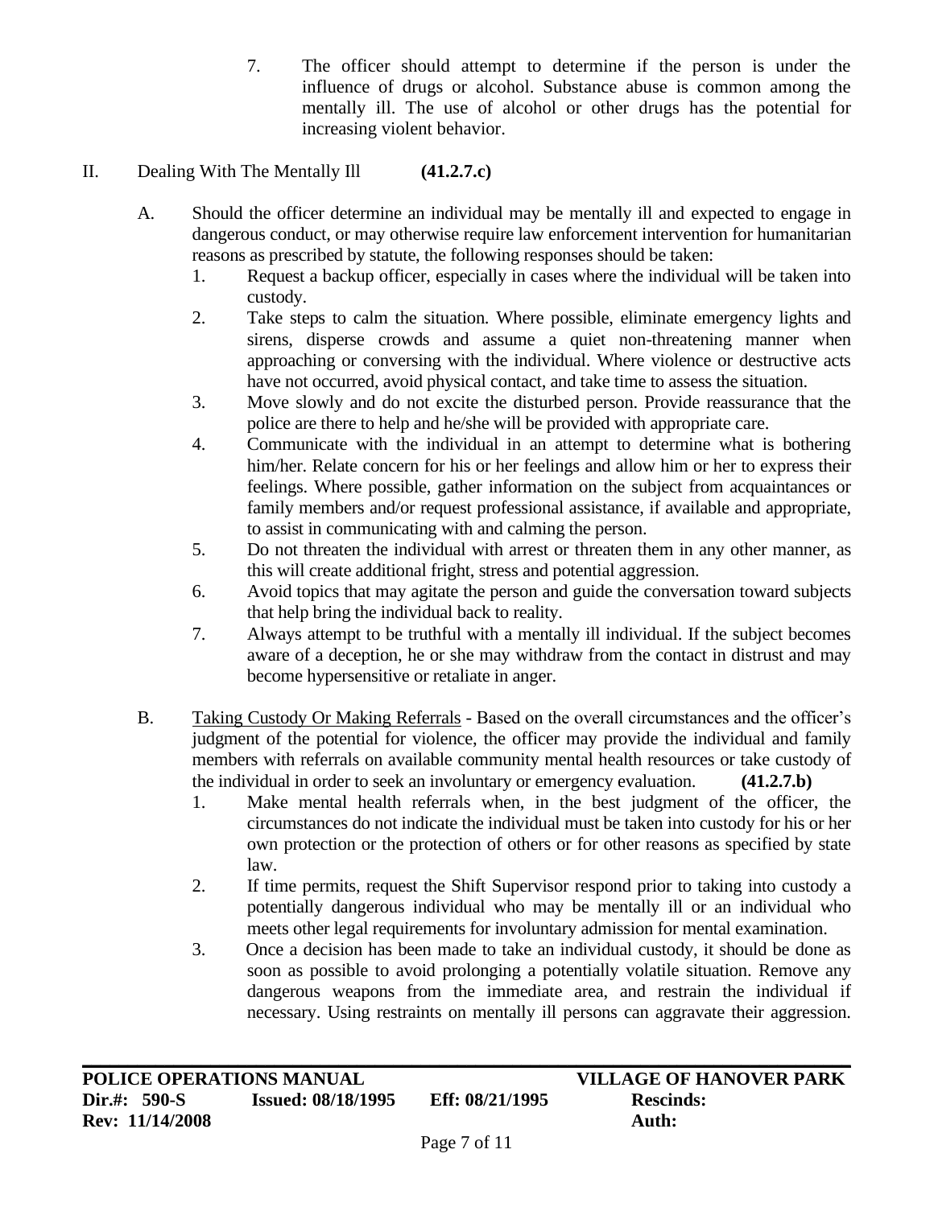7. The officer should attempt to determine if the person is under the influence of drugs or alcohol. Substance abuse is common among the mentally ill. The use of alcohol or other drugs has the potential for increasing violent behavior.

## II. Dealing With The Mentally Ill **(41.2.7.c)**

A. Should the officer determine an individual may be mentally ill and expected to engage in dangerous conduct, or may otherwise require law enforcement intervention for humanitarian reasons as prescribed by statute, the following responses should be taken:

1. Request a backup officer, especially in cases where the individual will be taken into custody.
2. Take steps to calm the situation. Where possible, eliminate emergency lights and sirens, disperse crowds and assume a quiet non-threatening manner when approaching or conversing with the individual. Where violence or destructive acts have not occurred, avoid physical contact, and take time to assess the situation.
3. Move slowly and do not excite the disturbed person. Provide reassurance that the police are there to help and he/she will be provided with appropriate care.
4. Communicate with the individual in an attempt to determine what is bothering him/her. Relate concern for his or her feelings and allow him or her to express their feelings. Where possible, gather information on the subject from acquaintances or family members and/or request professional assistance, if available and appropriate, to assist in communicating with and calming the person.
5. Do not threaten the individual with arrest or threaten them in any other manner, as this will create additional fright, stress and potential aggression.
6. Avoid topics that may agitate the person and guide the conversation toward subjects that help bring the individual back to reality.
7. Always attempt to be truthful with a mentally ill individual. If the subject becomes aware of a deception, he or she may withdraw from the contact in distrust and may become hypersensitive or retaliate in anger.

B. Taking Custody Or Making Referrals - Based on the overall circumstances and the officer's judgment of the potential for violence, the officer may provide the individual and family members with referrals on available community mental health resources or take custody of the individual in order to seek an involuntary or emergency evaluation. **(41.2.7.b)**

1. Make mental health referrals when, in the best judgment of the officer, the circumstances do not indicate the individual must be taken into custody for his or her own protection or the protection of others or for other reasons as specified by state law.
2. If time permits, request the Shift Supervisor respond prior to taking into custody a potentially dangerous individual who may be mentally ill or an individual who meets other legal requirements for involuntary admission for mental examination.
3. Once a decision has been made to take an individual custody, it should be done as soon as possible to avoid prolonging a potentially volatile situation. Remove any dangerous weapons from the immediate area, and restrain the individual if necessary. Using restraints on mentally ill persons can aggravate their aggression.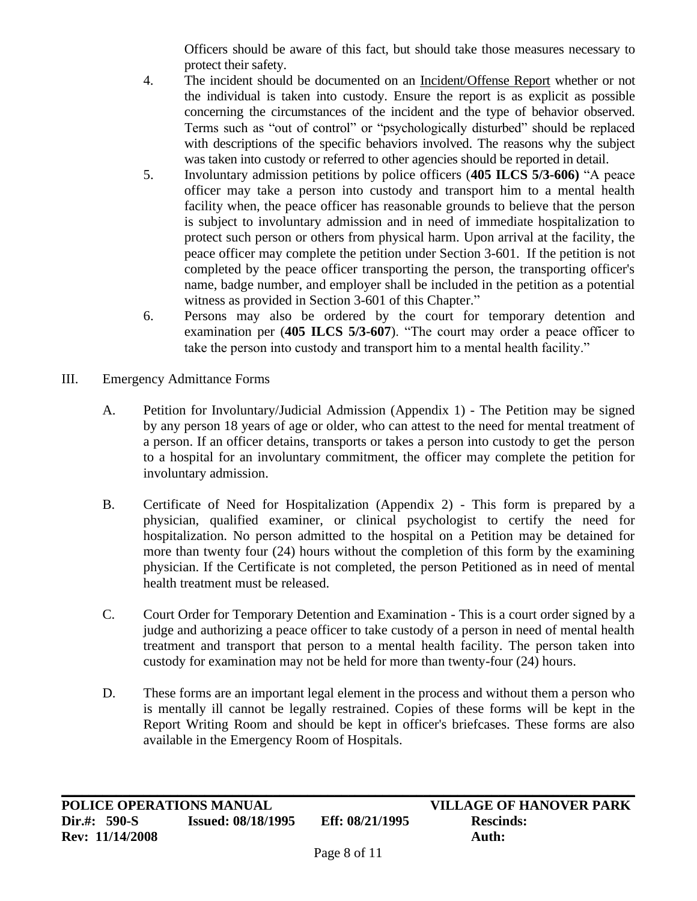Officers should be aware of this fact, but should take those measures necessary to protect their safety.

4. The incident should be documented on an <u>Incident/Offense Report</u> whether or not the individual is taken into custody. Ensure the report is as explicit as possible concerning the circumstances of the incident and the type of behavior observed. Terms such as "out of control" or "psychologically disturbed" should be replaced with descriptions of the specific behaviors involved. The reasons why the subject was taken into custody or referred to other agencies should be reported in detail.

5. Involuntary admission petitions by police officers (**405 ILCS 5/3-606)** "A peace officer may take a person into custody and transport him to a mental health facility when, the peace officer has reasonable grounds to believe that the person is subject to involuntary admission and in need of immediate hospitalization to protect such person or others from physical harm. Upon arrival at the facility, the peace officer may complete the petition under Section 3-601. If the petition is not completed by the peace officer transporting the person, the transporting officer's name, badge number, and employer shall be included in the petition as a potential witness as provided in Section 3-601 of this Chapter."

6. Persons may also be ordered by the court for temporary detention and examination per (**405 ILCS 5/3-607**). "The court may order a peace officer to take the person into custody and transport him to a mental health facility."

III. Emergency Admittance Forms

A. Petition for Involuntary/Judicial Admission (Appendix 1) - The Petition may be signed by any person 18 years of age or older, who can attest to the need for mental treatment of a person. If an officer detains, transports or takes a person into custody to get the person to a hospital for an involuntary commitment, the officer may complete the petition for involuntary admission.

B. Certificate of Need for Hospitalization (Appendix 2) - This form is prepared by a physician, qualified examiner, or clinical psychologist to certify the need for hospitalization. No person admitted to the hospital on a Petition may be detained for more than twenty four (24) hours without the completion of this form by the examining physician. If the Certificate is not completed, the person Petitioned as in need of mental health treatment must be released.

C. Court Order for Temporary Detention and Examination - This is a court order signed by a judge and authorizing a peace officer to take custody of a person in need of mental health treatment and transport that person to a mental health facility. The person taken into custody for examination may not be held for more than twenty-four (24) hours.

D. These forms are an important legal element in the process and without them a person who is mentally ill cannot be legally restrained. Copies of these forms will be kept in the Report Writing Room and should be kept in officer's briefcases. These forms are also available in the Emergency Room of Hospitals.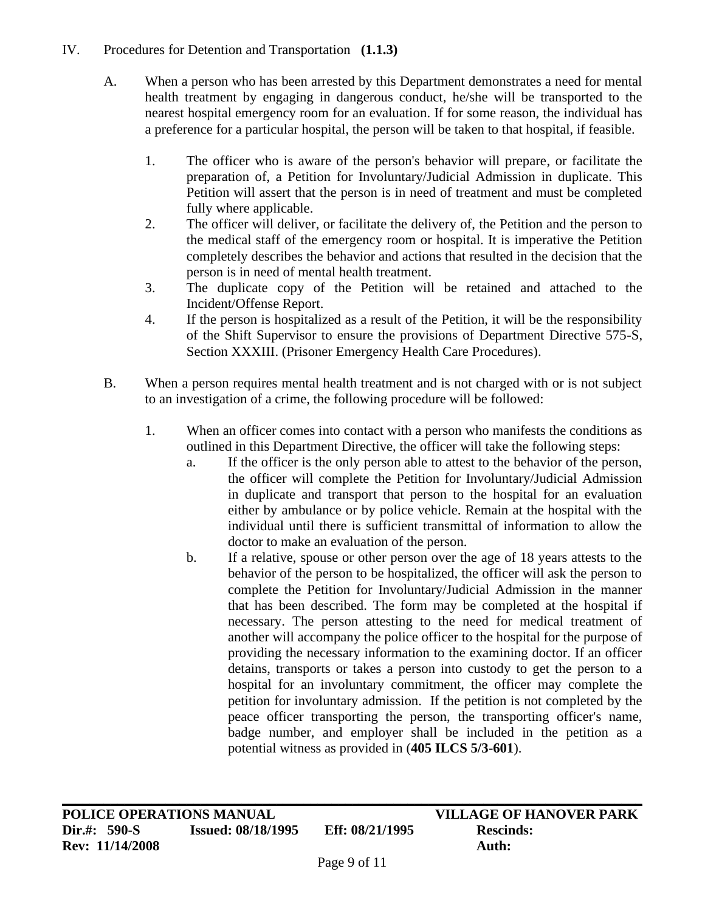IV. Procedures for Detention and Transportation **(1.1.3)**

A. When a person who has been arrested by this Department demonstrates a need for mental health treatment by engaging in dangerous conduct, he/she will be transported to the nearest hospital emergency room for an evaluation. If for some reason, the individual has a preference for a particular hospital, the person will be taken to that hospital, if feasible.

1. The officer who is aware of the person's behavior will prepare, or facilitate the preparation of, a Petition for Involuntary/Judicial Admission in duplicate. This Petition will assert that the person is in need of treatment and must be completed fully where applicable.
2. The officer will deliver, or facilitate the delivery of, the Petition and the person to the medical staff of the emergency room or hospital. It is imperative the Petition completely describes the behavior and actions that resulted in the decision that the person is in need of mental health treatment.
3. The duplicate copy of the Petition will be retained and attached to the Incident/Offense Report.
4. If the person is hospitalized as a result of the Petition, it will be the responsibility of the Shift Supervisor to ensure the provisions of Department Directive 575-S, Section XXXIII. (Prisoner Emergency Health Care Procedures).

B. When a person requires mental health treatment and is not charged with or is not subject to an investigation of a crime, the following procedure will be followed:

1. When an officer comes into contact with a person who manifests the conditions as outlined in this Department Directive, the officer will take the following steps:
   a. If the officer is the only person able to attest to the behavior of the person, the officer will complete the Petition for Involuntary/Judicial Admission in duplicate and transport that person to the hospital for an evaluation either by ambulance or by police vehicle. Remain at the hospital with the individual until there is sufficient transmittal of information to allow the doctor to make an evaluation of the person.
   b. If a relative, spouse or other person over the age of 18 years attests to the behavior of the person to be hospitalized, the officer will ask the person to complete the Petition for Involuntary/Judicial Admission in the manner that has been described. The form may be completed at the hospital if necessary. The person attesting to the need for medical treatment of another will accompany the police officer to the hospital for the purpose of providing the necessary information to the examining doctor. If an officer detains, transports or takes a person into custody to get the person to a hospital for an involuntary commitment, the officer may complete the petition for involuntary admission. If the petition is not completed by the peace officer transporting the person, the transporting officer's name, badge number, and employer shall be included in the petition as a potential witness as provided in (**405 ILCS 5/3-601**).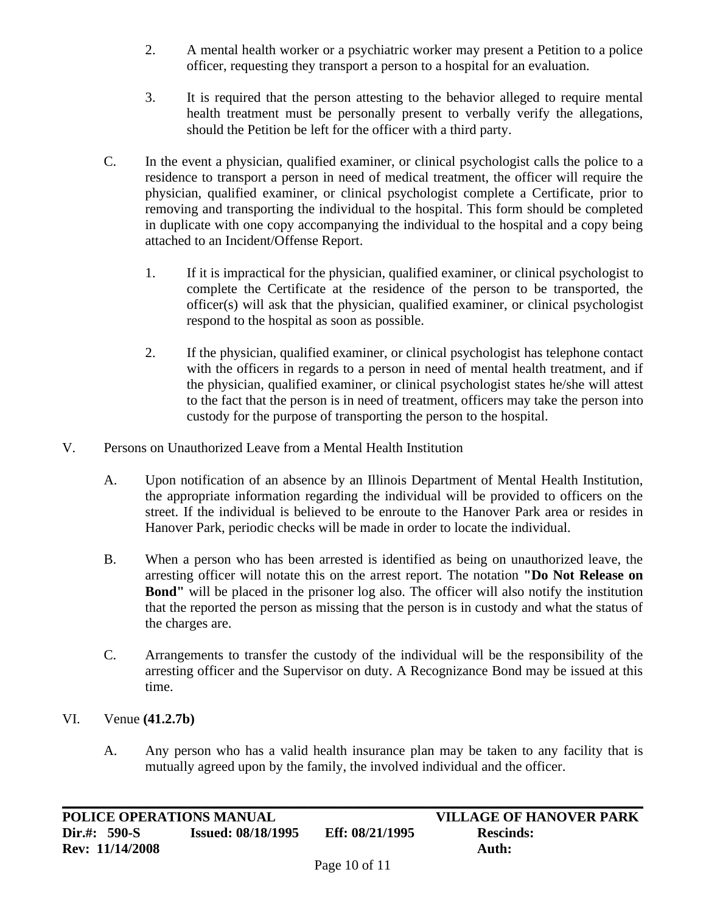2. A mental health worker or a psychiatric worker may present a Petition to a police officer, requesting they transport a person to a hospital for an evaluation.

3. It is required that the person attesting to the behavior alleged to require mental health treatment must be personally present to verbally verify the allegations, should the Petition be left for the officer with a third party.

C. In the event a physician, qualified examiner, or clinical psychologist calls the police to a residence to transport a person in need of medical treatment, the officer will require the physician, qualified examiner, or clinical psychologist complete a Certificate, prior to removing and transporting the individual to the hospital. This form should be completed in duplicate with one copy accompanying the individual to the hospital and a copy being attached to an Incident/Offense Report.

1. If it is impractical for the physician, qualified examiner, or clinical psychologist to complete the Certificate at the residence of the person to be transported, the officer(s) will ask that the physician, qualified examiner, or clinical psychologist respond to the hospital as soon as possible.

2. If the physician, qualified examiner, or clinical psychologist has telephone contact with the officers in regards to a person in need of mental health treatment, and if the physician, qualified examiner, or clinical psychologist states he/she will attest to the fact that the person is in need of treatment, officers may take the person into custody for the purpose of transporting the person to the hospital.

V. Persons on Unauthorized Leave from a Mental Health Institution

A. Upon notification of an absence by an Illinois Department of Mental Health Institution, the appropriate information regarding the individual will be provided to officers on the street. If the individual is believed to be enroute to the Hanover Park area or resides in Hanover Park, periodic checks will be made in order to locate the individual.

B. When a person who has been arrested is identified as being on unauthorized leave, the arresting officer will notate this on the arrest report. The notation **"Do Not Release on Bond"** will be placed in the prisoner log also. The officer will also notify the institution that the reported the person as missing that the person is in custody and what the status of the charges are.

C. Arrangements to transfer the custody of the individual will be the responsibility of the arresting officer and the Supervisor on duty. A Recognizance Bond may be issued at this time.

VI. Venue **(41.2.7b)**

A. Any person who has a valid health insurance plan may be taken to any facility that is mutually agreed upon by the family, the involved individual and the officer.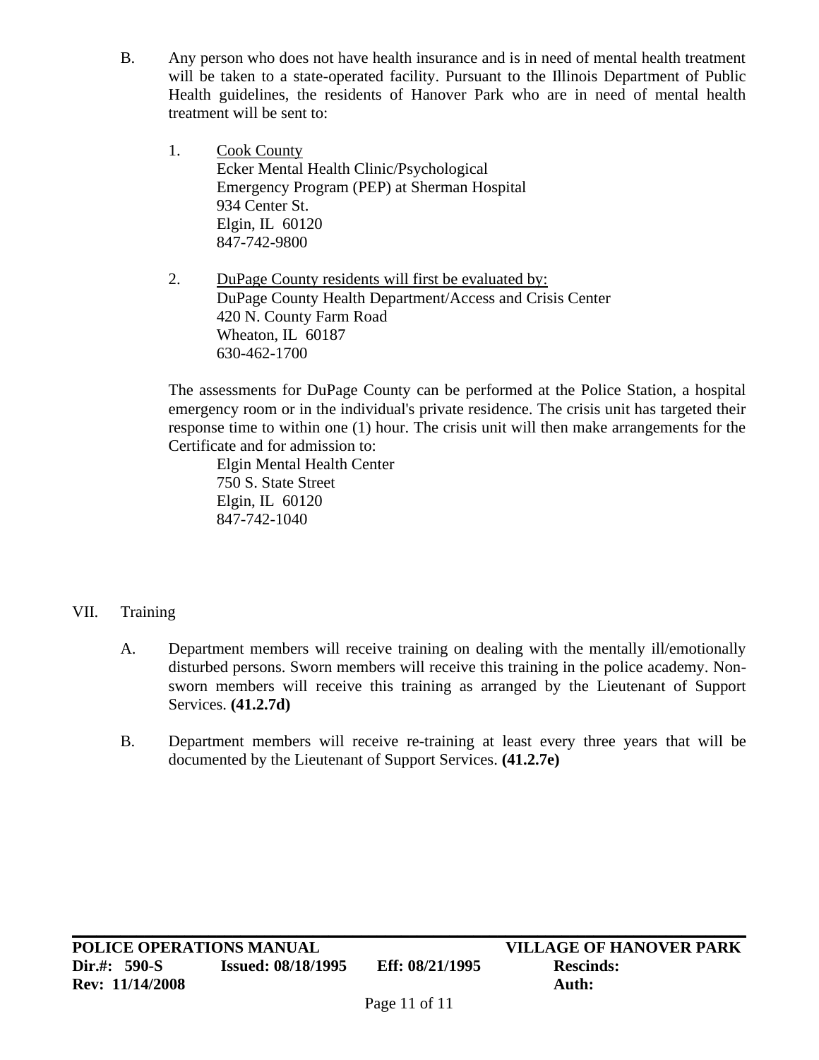B. Any person who does not have health insurance and is in need of mental health treatment will be taken to a state-operated facility. Pursuant to the Illinois Department of Public Health guidelines, the residents of Hanover Park who are in need of mental health treatment will be sent to:

1. Cook County
   Ecker Mental Health Clinic/Psychological
   Emergency Program (PEP) at Sherman Hospital
   934 Center St.
   Elgin, IL 60120
   847-742-9800

2. DuPage County residents will first be evaluated by:
   DuPage County Health Department/Access and Crisis Center
   420 N. County Farm Road
   Wheaton, IL 60187
   630-462-1700

The assessments for DuPage County can be performed at the Police Station, a hospital emergency room or in the individual's private residence. The crisis unit has targeted their response time to within one (1) hour. The crisis unit will then make arrangements for the Certificate and for admission to:

Elgin Mental Health Center
750 S. State Street
Elgin, IL 60120
847-742-1040

## VII. Training

A. Department members will receive training on dealing with the mentally ill/emotionally disturbed persons. Sworn members will receive this training in the police academy. Non-sworn members will receive this training as arranged by the Lieutenant of Support Services. **(41.2.7d)**

B. Department members will receive re-training at least every three years that will be documented by the Lieutenant of Support Services. **(41.2.7e)**